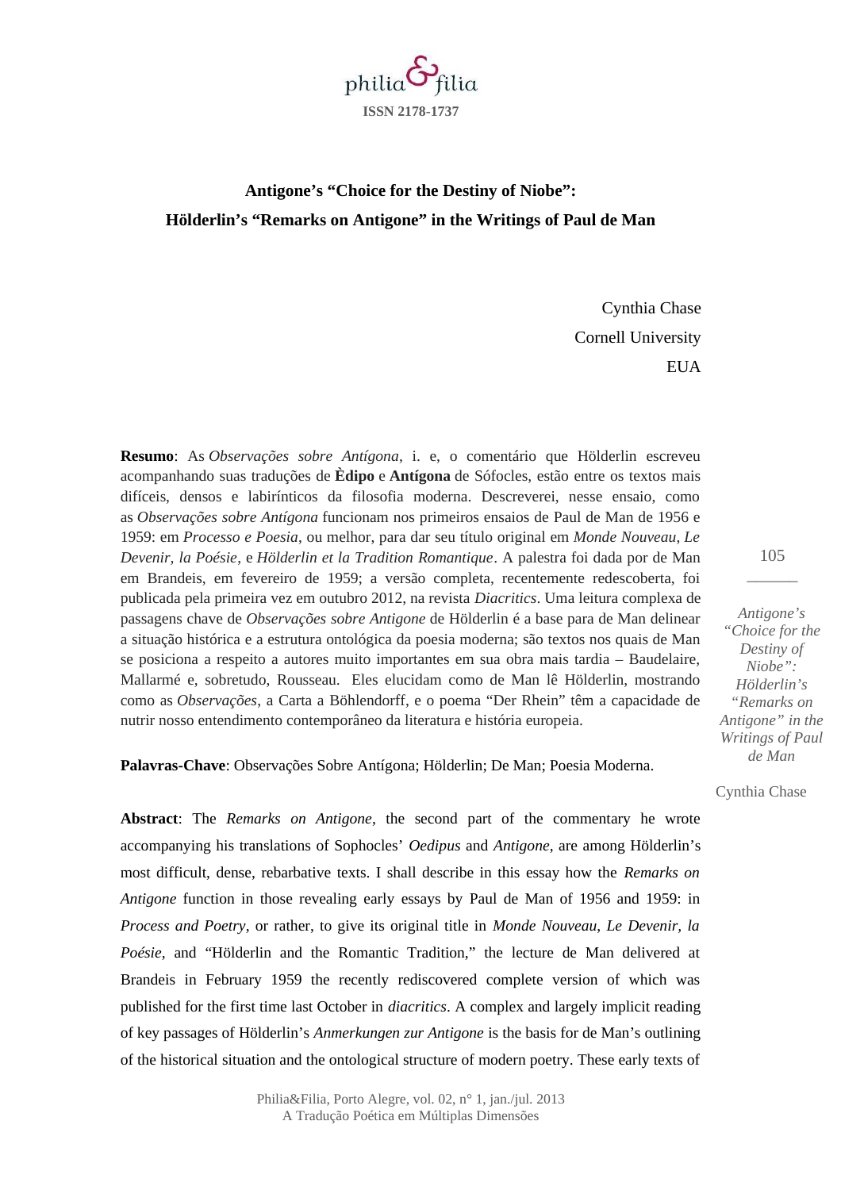philia&filia
ISSN 2178-1737

# Antigone's "Choice for the Destiny of Niobe": Hölderlin's "Remarks on Antigone" in the Writings of Paul de Man

Cynthia Chase
Cornell University
EUA

**Resumo**: As *Observações sobre Antígona*, i. e, o comentário que Hölderlin escreveu acompanhando suas traduções de **Èdipo** e **Antígona** de Sófocles, estão entre os textos mais difíceis, densos e labirínticos da filosofia moderna. Descreverei, nesse ensaio, como as *Observações sobre Antígona* funcionam nos primeiros ensaios de Paul de Man de 1956 e 1959: em *Processo e Poesia*, ou melhor, para dar seu título original em *Monde Nouveau*, *Le Devenir, la Poésie*, e *Hölderlin et la Tradition Romantique*. A palestra foi dada por de Man em Brandeis, em fevereiro de 1959; a versão completa, recentemente redescoberta, foi publicada pela primeira vez em outubro 2012, na revista *Diacritics*. Uma leitura complexa de passagens chave de *Observações sobre Antigone* de Hölderlin é a base para de Man delinear a situação histórica e a estrutura ontológica da poesia moderna; são textos nos quais de Man se posiciona a respeito a autores muito importantes em sua obra mais tardia – Baudelaire, Mallarmé e, sobretudo, Rousseau. Eles elucidam como de Man lê Hölderlin, mostrando como as *Observações*, a Carta a Böhlendorff, e o poema "Der Rhein" têm a capacidade de nutrir nosso entendimento contemporâneo da literatura e história europeia.

**Palavras-Chave**: Observações Sobre Antígona; Hölderlin; De Man; Poesia Moderna.

**Abstract**: The *Remarks on Antigone*, the second part of the commentary he wrote accompanying his translations of Sophocles' *Oedipus* and *Antigone*, are among Hölderlin's most difficult, dense, rebarbative texts. I shall describe in this essay how the *Remarks on Antigone* function in those revealing early essays by Paul de Man of 1956 and 1959: in *Process and Poetry*, or rather, to give its original title in *Monde Nouveau*, *Le Devenir, la Poésie*, and "Hölderlin and the Romantic Tradition," the lecture de Man delivered at Brandeis in February 1959 the recently rediscovered complete version of which was published for the first time last October in *diacritics*. A complex and largely implicit reading of key passages of Hölderlin's *Anmerkungen zur Antigone* is the basis for de Man's outlining of the historical situation and the ontological structure of modern poetry. These early texts of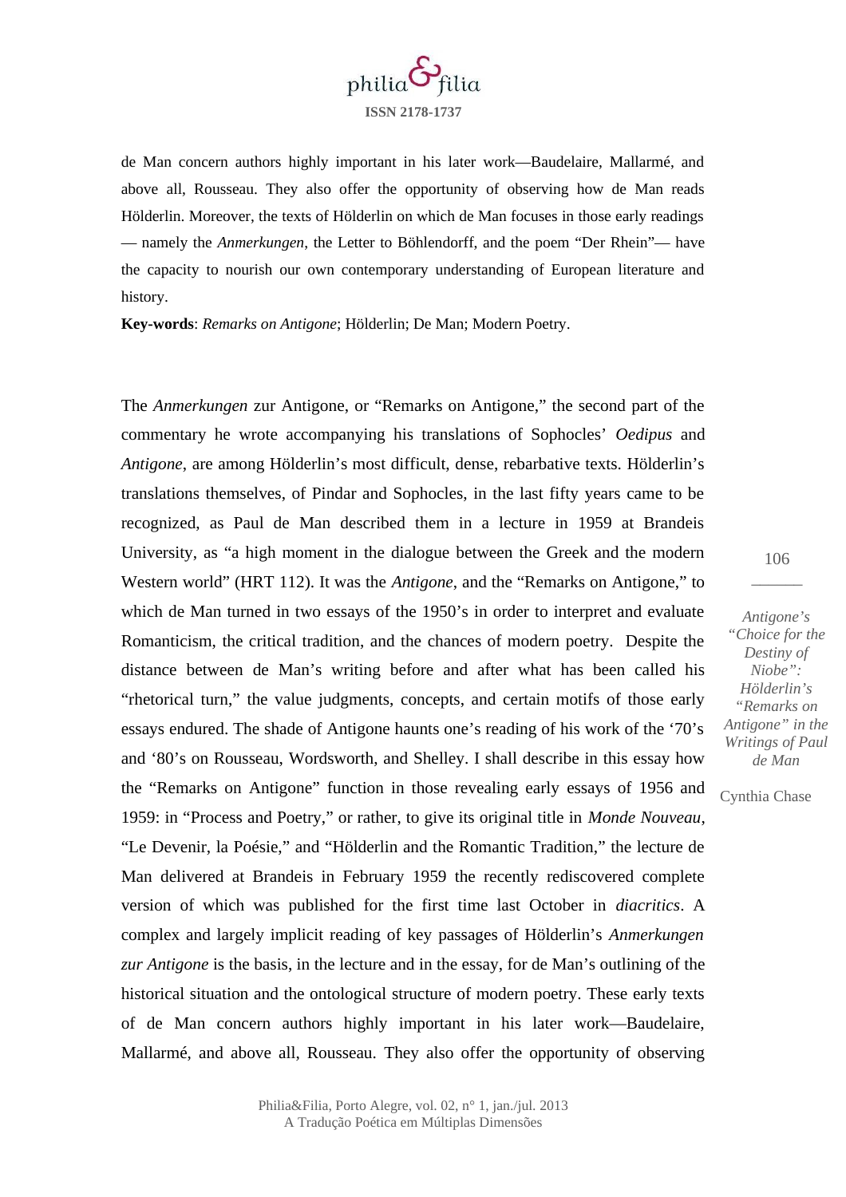de Man concern authors highly important in his later work—Baudelaire, Mallarmé, and above all, Rousseau. They also offer the opportunity of observing how de Man reads Hölderlin. Moreover, the texts of Hölderlin on which de Man focuses in those early readings — namely the *Anmerkungen*, the Letter to Böhlendorff, and the poem "Der Rhein"— have the capacity to nourish our own contemporary understanding of European literature and history.

**Key-words**: *Remarks on Antigone*; Hölderlin; De Man; Modern Poetry.

The *Anmerkungen* zur Antigone, or "Remarks on Antigone," the second part of the commentary he wrote accompanying his translations of Sophocles' *Oedipus* and *Antigone*, are among Hölderlin's most difficult, dense, rebarbative texts. Hölderlin's translations themselves, of Pindar and Sophocles, in the last fifty years came to be recognized, as Paul de Man described them in a lecture in 1959 at Brandeis University, as "a high moment in the dialogue between the Greek and the modern Western world" (HRT 112). It was the *Antigone*, and the "Remarks on Antigone," to which de Man turned in two essays of the 1950's in order to interpret and evaluate Romanticism, the critical tradition, and the chances of modern poetry. Despite the distance between de Man's writing before and after what has been called his "rhetorical turn," the value judgments, concepts, and certain motifs of those early essays endured. The shade of Antigone haunts one's reading of his work of the '70's and '80's on Rousseau, Wordsworth, and Shelley. I shall describe in this essay how the "Remarks on Antigone" function in those revealing early essays of 1956 and 1959: in "Process and Poetry," or rather, to give its original title in *Monde Nouveau*, "Le Devenir, la Poésie," and "Hölderlin and the Romantic Tradition," the lecture de Man delivered at Brandeis in February 1959 the recently rediscovered complete version of which was published for the first time last October in *diacritics*. A complex and largely implicit reading of key passages of Hölderlin's *Anmerkungen zur Antigone* is the basis, in the lecture and in the essay, for de Man's outlining of the historical situation and the ontological structure of modern poetry. These early texts of de Man concern authors highly important in his later work—Baudelaire, Mallarmé, and above all, Rousseau. They also offer the opportunity of observing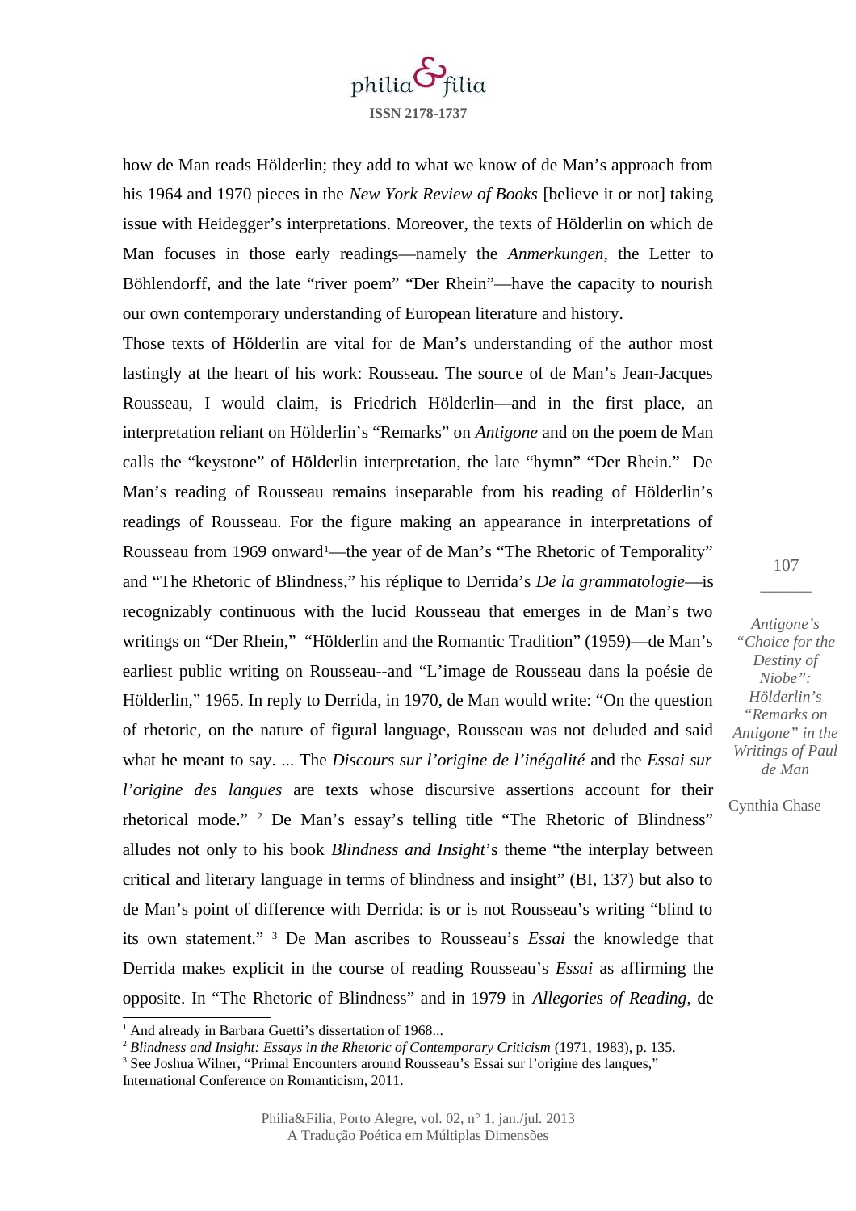how de Man reads Hölderlin; they add to what we know of de Man's approach from his 1964 and 1970 pieces in the *New York Review of Books* [believe it or not] taking issue with Heidegger's interpretations. Moreover, the texts of Hölderlin on which de Man focuses in those early readings—namely the *Anmerkungen*, the Letter to Böhlendorff, and the late "river poem" "Der Rhein"—have the capacity to nourish our own contemporary understanding of European literature and history.

Those texts of Hölderlin are vital for de Man's understanding of the author most lastingly at the heart of his work: Rousseau. The source of de Man's Jean-Jacques Rousseau, I would claim, is Friedrich Hölderlin—and in the first place, an interpretation reliant on Hölderlin's "Remarks" on *Antigone* and on the poem de Man calls the "keystone" of Hölderlin interpretation, the late "hymn" "Der Rhein." De Man's reading of Rousseau remains inseparable from his reading of Hölderlin's readings of Rousseau. For the figure making an appearance in interpretations of Rousseau from 1969 onward[1]—the year of de Man's "The Rhetoric of Temporality" and "The Rhetoric of Blindness," his réplique to Derrida's *De la grammatologie*—is recognizably continuous with the lucid Rousseau that emerges in de Man's two writings on "Der Rhein," "Hölderlin and the Romantic Tradition" (1959)—de Man's earliest public writing on Rousseau--and "L'image de Rousseau dans la poésie de Hölderlin," 1965. In reply to Derrida, in 1970, de Man would write: "On the question of rhetoric, on the nature of figural language, Rousseau was not deluded and said what he meant to say. ... The *Discours sur l'origine de l'inégalité* and the *Essai sur l'origine des langues* are texts whose discursive assertions account for their rhetorical mode." [2] De Man's essay's telling title "The Rhetoric of Blindness" alludes not only to his book *Blindness and Insight*'s theme "the interplay between critical and literary language in terms of blindness and insight" (BI, 137) but also to de Man's point of difference with Derrida: is or is not Rousseau's writing "blind to its own statement." [3] De Man ascribes to Rousseau's *Essai* the knowledge that Derrida makes explicit in the course of reading Rousseau's *Essai* as affirming the opposite. In "The Rhetoric of Blindness" and in 1979 in *Allegories of Reading*, de

---

[1] And already in Barbara Guetti's dissertation of 1968...

[2] *Blindness and Insight: Essays in the Rhetoric of Contemporary Criticism* (1971, 1983), p. 135.

[3] See Joshua Wilner, "Primal Encounters around Rousseau's Essai sur l'origine des langues," International Conference on Romanticism, 2011.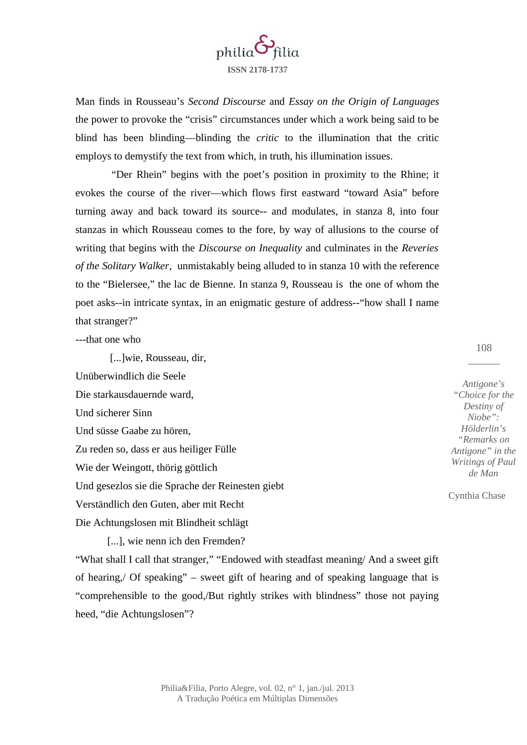Man finds in Rousseau's *Second Discourse* and *Essay on the Origin of Languages* the power to provoke the "crisis" circumstances under which a work being said to be blind has been blinding—blinding the *critic* to the illumination that the critic employs to demystify the text from which, in truth, his illumination issues.

"Der Rhein" begins with the poet's position in proximity to the Rhine; it evokes the course of the river—which flows first eastward "toward Asia" before turning away and back toward its source-- and modulates, in stanza 8, into four stanzas in which Rousseau comes to the fore, by way of allusions to the course of writing that begins with the *Discourse on Inequality* and culminates in the *Reveries of the Solitary Walker*, unmistakably being alluded to in stanza 10 with the reference to the "Bielersee," the lac de Bienne. In stanza 9, Rousseau is the one of whom the poet asks--in intricate syntax, in an enigmatic gesture of address--"how shall I name that stranger?"

---that one who

[...]wie, Rousseau, dir,  
Unüberwindlich die Seele  
Die starkausdauernde ward,  
Und sicherer Sinn  
Und süsse Gaabe zu hören,  
Zu reden so, dass er aus heiliger Fülle  
Wie der Weingott, thörig göttlich  
Und gesezlos sie die Sprache der Reinesten giebt  
Verständlich den Guten, aber mit Recht  
Die Achtungslosen mit Blindheit schlägt  
[...], wie nenn ich den Fremden?

"What shall I call that stranger," "Endowed with steadfast meaning/ And a sweet gift of hearing,/ Of speaking" – sweet gift of hearing and of speaking language that is "comprehensible to the good,/But rightly strikes with blindness" those not paying heed, "die Achtungslosen"?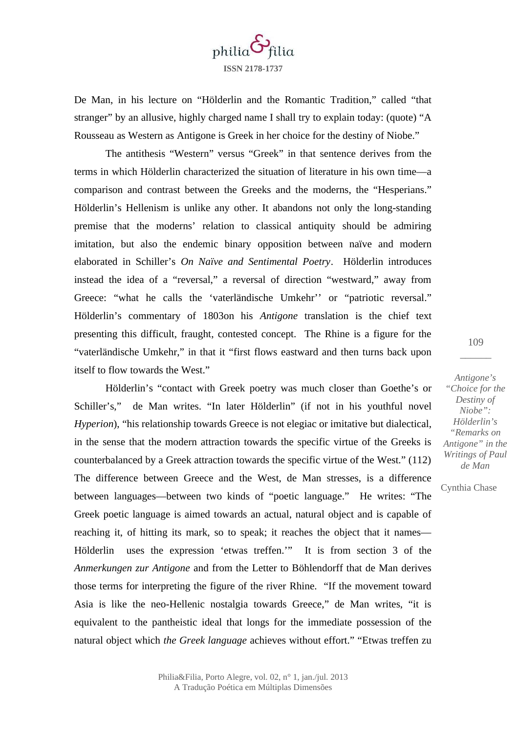De Man, in his lecture on "Hölderlin and the Romantic Tradition," called "that stranger" by an allusive, highly charged name I shall try to explain today: (quote) "A Rousseau as Western as Antigone is Greek in her choice for the destiny of Niobe."

The antithesis "Western" versus "Greek" in that sentence derives from the terms in which Hölderlin characterized the situation of literature in his own time—a comparison and contrast between the Greeks and the moderns, the "Hesperians." Hölderlin's Hellenism is unlike any other. It abandons not only the long-standing premise that the moderns' relation to classical antiquity should be admiring imitation, but also the endemic binary opposition between naïve and modern elaborated in Schiller's *On Naïve and Sentimental Poetry*. Hölderlin introduces instead the idea of a "reversal," a reversal of direction "westward," away from Greece: "what he calls the 'vaterländische Umkehr'' or "patriotic reversal." Hölderlin's commentary of 1803on his *Antigone* translation is the chief text presenting this difficult, fraught, contested concept. The Rhine is a figure for the "vaterländische Umkehr," in that it "first flows eastward and then turns back upon itself to flow towards the West."

Hölderlin's "contact with Greek poetry was much closer than Goethe's or Schiller's," de Man writes. "In later Hölderlin" (if not in his youthful novel *Hyperion*), "his relationship towards Greece is not elegiac or imitative but dialectical, in the sense that the modern attraction towards the specific virtue of the Greeks is counterbalanced by a Greek attraction towards the specific virtue of the West." (112) The difference between Greece and the West, de Man stresses, is a difference between languages—between two kinds of "poetic language." He writes: "The Greek poetic language is aimed towards an actual, natural object and is capable of reaching it, of hitting its mark, so to speak; it reaches the object that it names—Hölderlin uses the expression 'etwas treffen.'" It is from section 3 of the *Anmerkungen zur Antigone* and from the Letter to Böhlendorff that de Man derives those terms for interpreting the figure of the river Rhine. "If the movement toward Asia is like the neo-Hellenic nostalgia towards Greece," de Man writes, "it is equivalent to the pantheistic ideal that longs for the immediate possession of the natural object which *the Greek language* achieves without effort." "Etwas treffen zu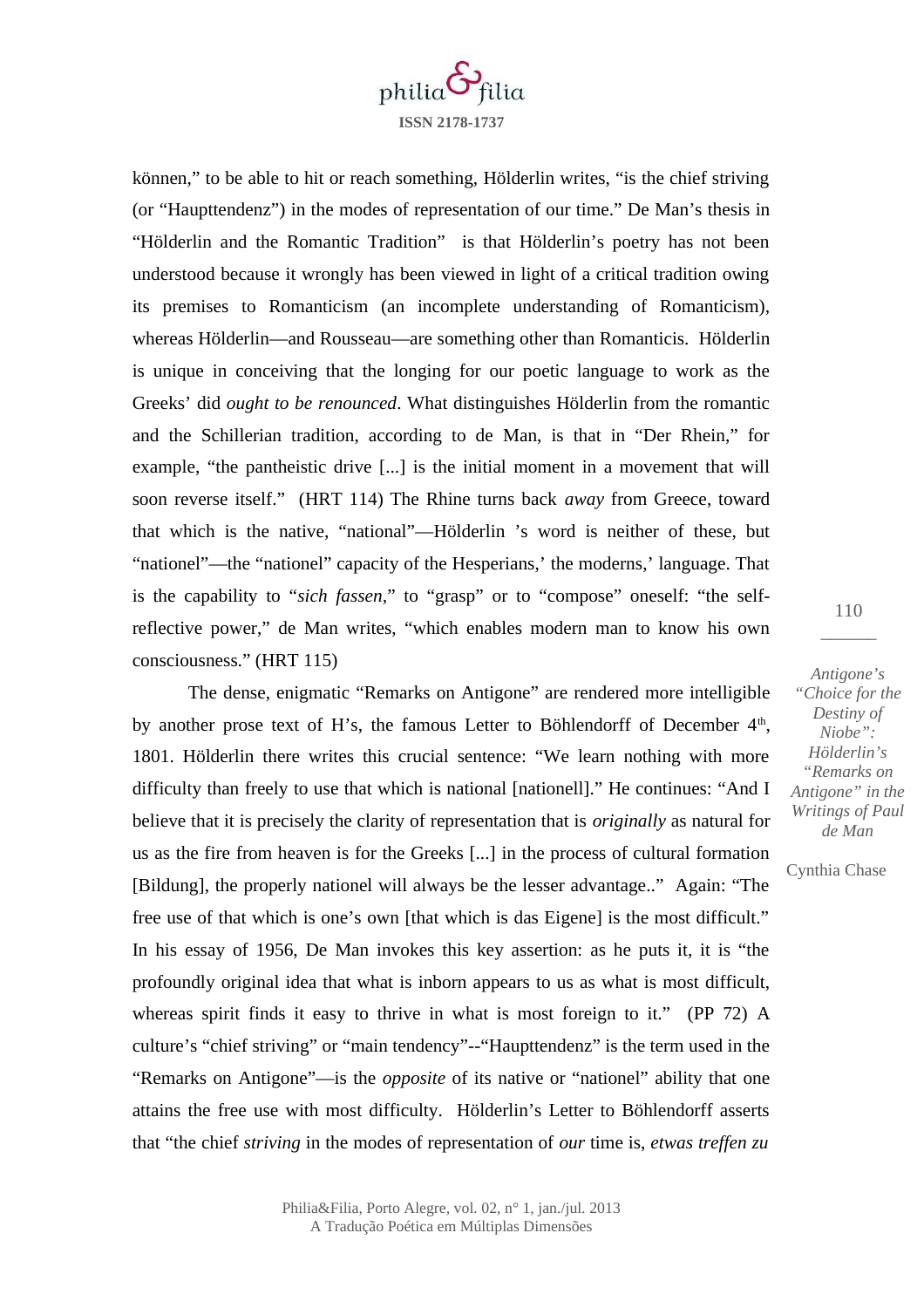können," to be able to hit or reach something, Hölderlin writes, "is the chief striving (or "Haupttendenz") in the modes of representation of our time." De Man's thesis in "Hölderlin and the Romantic Tradition" is that Hölderlin's poetry has not been understood because it wrongly has been viewed in light of a critical tradition owing its premises to Romanticism (an incomplete understanding of Romanticism), whereas Hölderlin—and Rousseau—are something other than Romanticis. Hölderlin is unique in conceiving that the longing for our poetic language to work as the Greeks' did *ought to be renounced*. What distinguishes Hölderlin from the romantic and the Schillerian tradition, according to de Man, is that in "Der Rhein," for example, "the pantheistic drive [...] is the initial moment in a movement that will soon reverse itself." (HRT 114) The Rhine turns back *away* from Greece, toward that which is the native, "national"—Hölderlin 's word is neither of these, but "nationel"—the "nationel" capacity of the Hesperians,' the moderns,' language. That is the capability to "*sich fassen*," to "grasp" or to "compose" oneself: "the self-reflective power," de Man writes, "which enables modern man to know his own consciousness." (HRT 115)

The dense, enigmatic "Remarks on Antigone" are rendered more intelligible by another prose text of H's, the famous Letter to Böhlendorff of December 4th, 1801. Hölderlin there writes this crucial sentence: "We learn nothing with more difficulty than freely to use that which is national [nationell]." He continues: "And I believe that it is precisely the clarity of representation that is *originally* as natural for us as the fire from heaven is for the Greeks [...] in the process of cultural formation [Bildung], the properly nationel will always be the lesser advantage.." Again: "The free use of that which is one's own [that which is das Eigene] is the most difficult." In his essay of 1956, De Man invokes this key assertion: as he puts it, it is "the profoundly original idea that what is inborn appears to us as what is most difficult, whereas spirit finds it easy to thrive in what is most foreign to it." (PP 72) A culture's "chief striving" or "main tendency"--"Haupttendenz" is the term used in the "Remarks on Antigone"—is the *opposite* of its native or "nationel" ability that one attains the free use with most difficulty. Hölderlin's Letter to Böhlendorff asserts that "the chief *striving* in the modes of representation of *our* time is, *etwas treffen zu*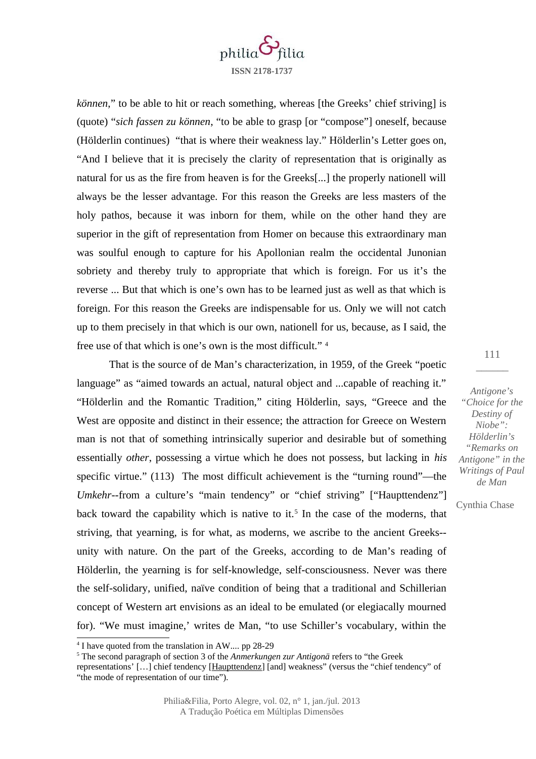*können*," to be able to hit or reach something, whereas [the Greeks' chief striving] is (quote) "*sich fassen zu können*, "to be able to grasp [or "compose"] oneself, because (Hölderlin continues) "that is where their weakness lay." Hölderlin's Letter goes on, "And I believe that it is precisely the clarity of representation that is originally as natural for us as the fire from heaven is for the Greeks[...] the properly nationell will always be the lesser advantage. For this reason the Greeks are less masters of the holy pathos, because it was inborn for them, while on the other hand they are superior in the gift of representation from Homer on because this extraordinary man was soulful enough to capture for his Apollonian realm the occidental Junonian sobriety and thereby truly to appropriate that which is foreign. For us it's the reverse ... But that which is one's own has to be learned just as well as that which is foreign. For this reason the Greeks are indispensable for us. Only we will not catch up to them precisely in that which is our own, nationell for us, because, as I said, the free use of that which is one's own is the most difficult." [4]

That is the source of de Man's characterization, in 1959, of the Greek "poetic language" as "aimed towards an actual, natural object and ...capable of reaching it." "Hölderlin and the Romantic Tradition," citing Hölderlin, says, "Greece and the West are opposite and distinct in their essence; the attraction for Greece on Western man is not that of something intrinsically superior and desirable but of something essentially *other*, possessing a virtue which he does not possess, but lacking in *his* specific virtue." (113) The most difficult achievement is the "turning round"—the *Umkehr*--from a culture's "main tendency" or "chief striving" ["Haupttendenz"] back toward the capability which is native to it.[5] In the case of the moderns, that striving, that yearning, is for what, as moderns, we ascribe to the ancient Greeks--unity with nature. On the part of the Greeks, according to de Man's reading of Hölderlin, the yearning is for self-knowledge, self-consciousness. Never was there the self-solidary, unified, naïve condition of being that a traditional and Schillerian concept of Western art envisions as an ideal to be emulated (or elegiacally mourned for). "We must imagine,' writes de Man, "to use Schiller's vocabulary, within the

---

[4] I have quoted from the translation in AW.... pp 28-29

[5] The second paragraph of section 3 of the *Anmerkungen zur Antigonä* refers to "the Greek representations' […] chief tendency [Haupttendenz] [and] weakness" (versus the "chief tendency" of "the mode of representation of our time").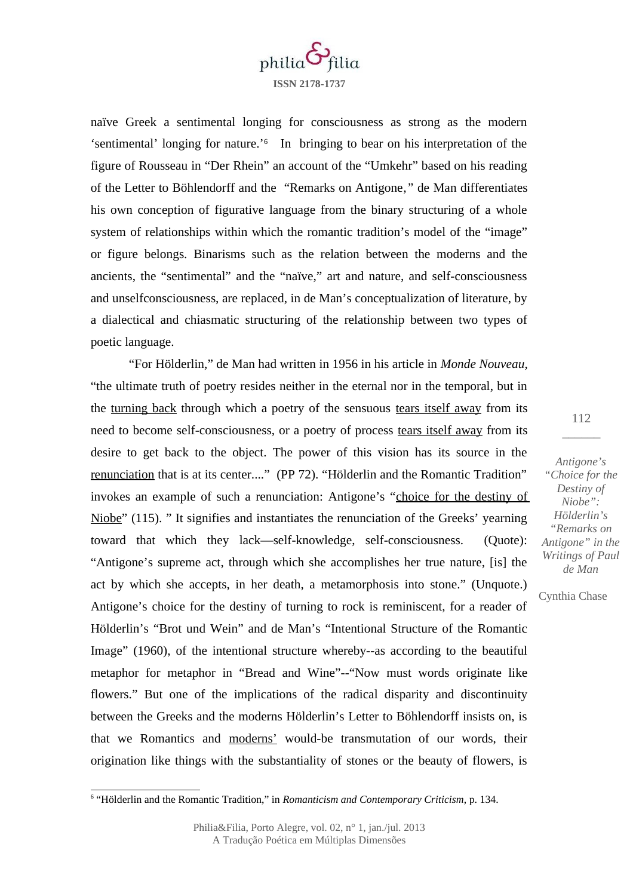naïve Greek a sentimental longing for consciousness as strong as the modern 'sentimental' longing for nature.'[6] In bringing to bear on his interpretation of the figure of Rousseau in "Der Rhein" an account of the "Umkehr" based on his reading of the Letter to Böhlendorff and the "Remarks on Antigone," de Man differentiates his own conception of figurative language from the binary structuring of a whole system of relationships within which the romantic tradition's model of the "image" or figure belongs. Binarisms such as the relation between the moderns and the ancients, the "sentimental" and the "naïve," art and nature, and self-consciousness and unselfconsciousness, are replaced, in de Man's conceptualization of literature, by a dialectical and chiasmatic structuring of the relationship between two types of poetic language.

"For Hölderlin," de Man had written in 1956 in his article in *Monde Nouveau*, "the ultimate truth of poetry resides neither in the eternal nor in the temporal, but in the <u>turning back</u> through which a poetry of the sensuous <u>tears itself away</u> from its need to become self-consciousness, or a poetry of process <u>tears itself away</u> from its desire to get back to the object. The power of this vision has its source in the <u>renunciation</u> that is at its center...." (PP 72). "Hölderlin and the Romantic Tradition" invokes an example of such a renunciation: Antigone's "<u>choice for the destiny of Niobe</u>" (115). " It signifies and instantiates the renunciation of the Greeks' yearning toward that which they lack—self-knowledge, self-consciousness. (Quote): "Antigone's supreme act, through which she accomplishes her true nature, [is] the act by which she accepts, in her death, a metamorphosis into stone." (Unquote.) Antigone's choice for the destiny of turning to rock is reminiscent, for a reader of Hölderlin's "Brot und Wein" and de Man's "Intentional Structure of the Romantic Image" (1960), of the intentional structure whereby--as according to the beautiful metaphor for metaphor in "Bread and Wine"--"Now must words originate like flowers." But one of the implications of the radical disparity and discontinuity between the Greeks and the moderns Hölderlin's Letter to Böhlendorff insists on, is that we Romantics and <u>moderns'</u> would-be transmutation of our words, their origination like things with the substantiality of stones or the beauty of flowers, is

[6] "Hölderlin and the Romantic Tradition," in *Romanticism and Contemporary Criticism*, p. 134.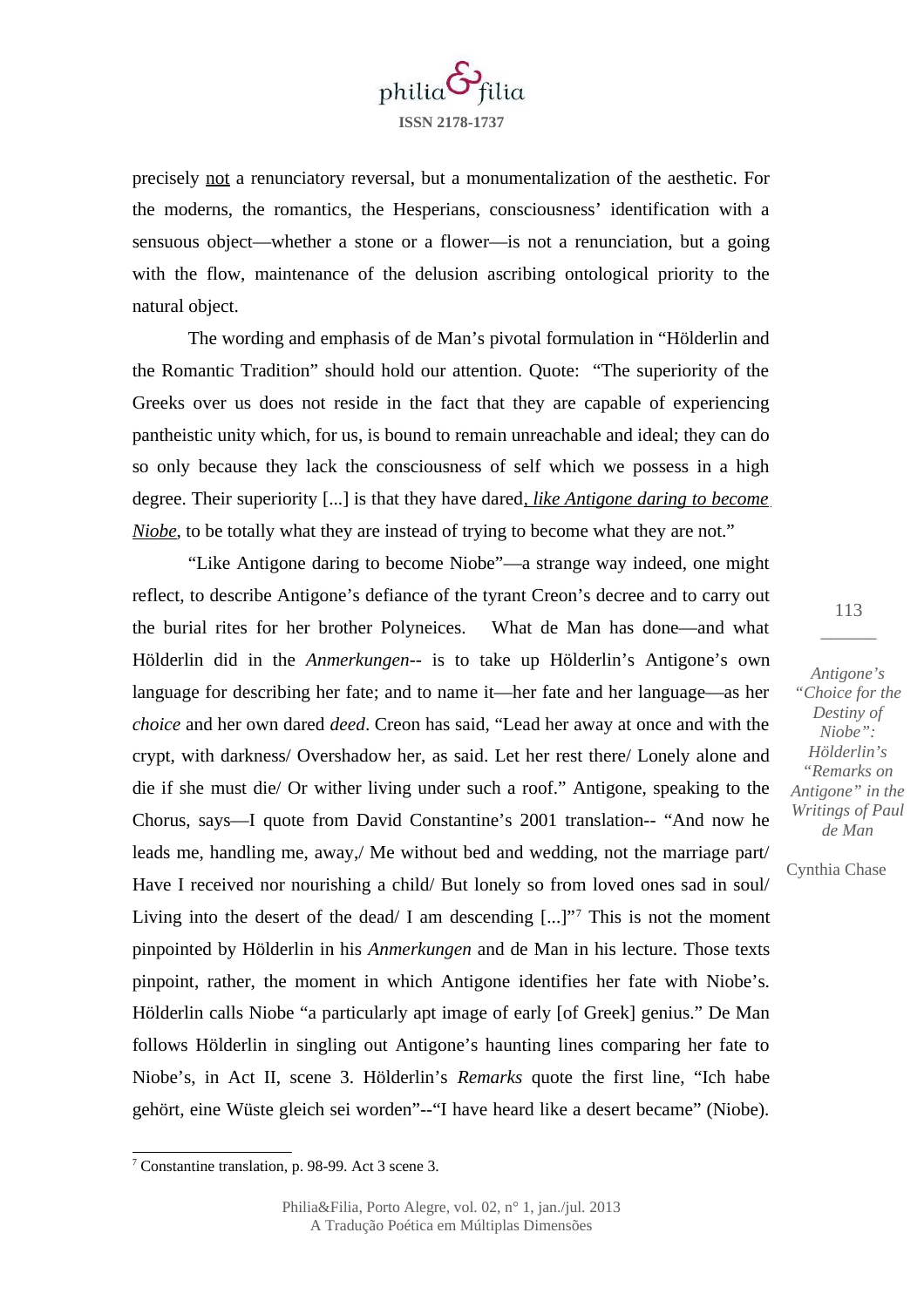precisely <u>not</u> a renunciatory reversal, but a monumentalization of the aesthetic. For the moderns, the romantics, the Hesperians, consciousness' identification with a sensuous object—whether a stone or a flower—is not a renunciation, but a going with the flow, maintenance of the delusion ascribing ontological priority to the natural object.

The wording and emphasis of de Man's pivotal formulation in "Hölderlin and the Romantic Tradition" should hold our attention. Quote: "The superiority of the Greeks over us does not reside in the fact that they are capable of experiencing pantheistic unity which, for us, is bound to remain unreachable and ideal; they can do so only because they lack the consciousness of self which we possess in a high degree. Their superiority [...] is that they have dared, <u>*like Antigone daring to become Niobe*</u>, to be totally what they are instead of trying to become what they are not."

"Like Antigone daring to become Niobe"—a strange way indeed, one might reflect, to describe Antigone's defiance of the tyrant Creon's decree and to carry out the burial rites for her brother Polyneices. What de Man has done—and what Hölderlin did in the *Anmerkungen*-- is to take up Hölderlin's Antigone's own language for describing her fate; and to name it—her fate and her language—as her *choice* and her own dared *deed*. Creon has said, "Lead her away at once and with the crypt, with darkness/ Overshadow her, as said. Let her rest there/ Lonely alone and die if she must die/ Or wither living under such a roof." Antigone, speaking to the Chorus, says—I quote from David Constantine's 2001 translation-- "And now he leads me, handling me, away,/ Me without bed and wedding, not the marriage part/ Have I received nor nourishing a child/ But lonely so from loved ones sad in soul/ Living into the desert of the dead/ I am descending [...]"[7] This is not the moment pinpointed by Hölderlin in his *Anmerkungen* and de Man in his lecture. Those texts pinpoint, rather, the moment in which Antigone identifies her fate with Niobe's. Hölderlin calls Niobe "a particularly apt image of early [of Greek] genius." De Man follows Hölderlin in singling out Antigone's haunting lines comparing her fate to Niobe's, in Act II, scene 3. Hölderlin's *Remarks* quote the first line, "Ich habe gehört, eine Wüste gleich sei worden"--"I have heard like a desert became" (Niobe).

[7] Constantine translation, p. 98-99. Act 3 scene 3.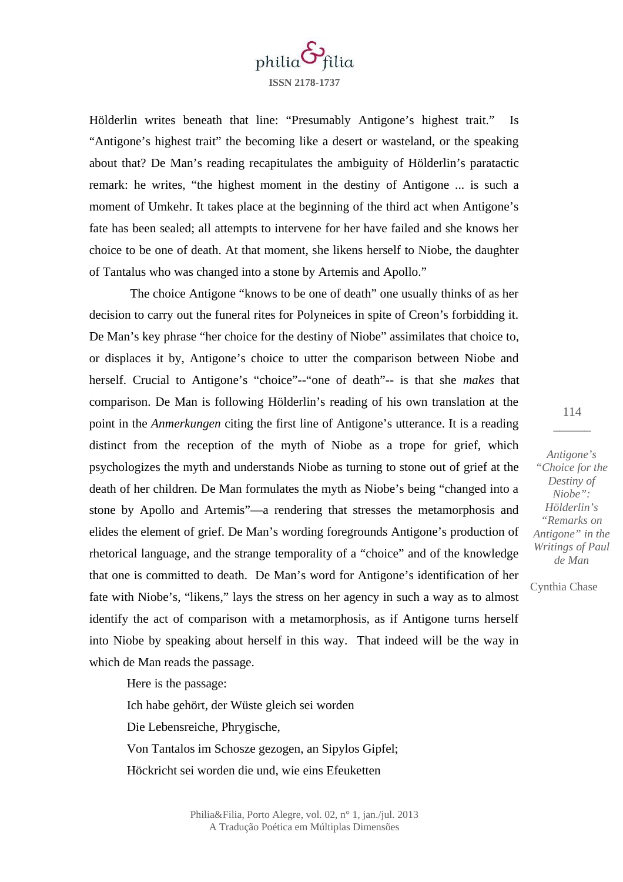Hölderlin writes beneath that line: “Presumably Antigone’s highest trait.” Is “Antigone’s highest trait” the becoming like a desert or wasteland, or the speaking about that? De Man’s reading recapitulates the ambiguity of Hölderlin’s paratactic remark: he writes, “the highest moment in the destiny of Antigone ... is such a moment of Umkehr. It takes place at the beginning of the third act when Antigone’s fate has been sealed; all attempts to intervene for her have failed and she knows her choice to be one of death. At that moment, she likens herself to Niobe, the daughter of Tantalus who was changed into a stone by Artemis and Apollo.”

The choice Antigone “knows to be one of death” one usually thinks of as her decision to carry out the funeral rites for Polyneices in spite of Creon’s forbidding it. De Man’s key phrase “her choice for the destiny of Niobe” assimilates that choice to, or displaces it by, Antigone’s choice to utter the comparison between Niobe and herself. Crucial to Antigone’s “choice”--“one of death”-- is that she *makes* that comparison. De Man is following Hölderlin’s reading of his own translation at the point in the *Anmerkungen* citing the first line of Antigone’s utterance. It is a reading distinct from the reception of the myth of Niobe as a trope for grief, which psychologizes the myth and understands Niobe as turning to stone out of grief at the death of her children. De Man formulates the myth as Niobe’s being “changed into a stone by Apollo and Artemis”—a rendering that stresses the metamorphosis and elides the element of grief. De Man’s wording foregrounds Antigone’s production of rhetorical language, and the strange temporality of a “choice” and of the knowledge that one is committed to death. De Man’s word for Antigone’s identification of her fate with Niobe’s, “likens,” lays the stress on her agency in such a way as to almost identify the act of comparison with a metamorphosis, as if Antigone turns herself into Niobe by speaking about herself in this way. That indeed will be the way in which de Man reads the passage.

Here is the passage:

Ich habe gehört, der Wüste gleich sei worden
Die Lebensreiche, Phrygische,
Von Tantalos im Schosze gezogen, an Sipylos Gipfel;
Höckricht sei worden die und, wie eins Efeuketten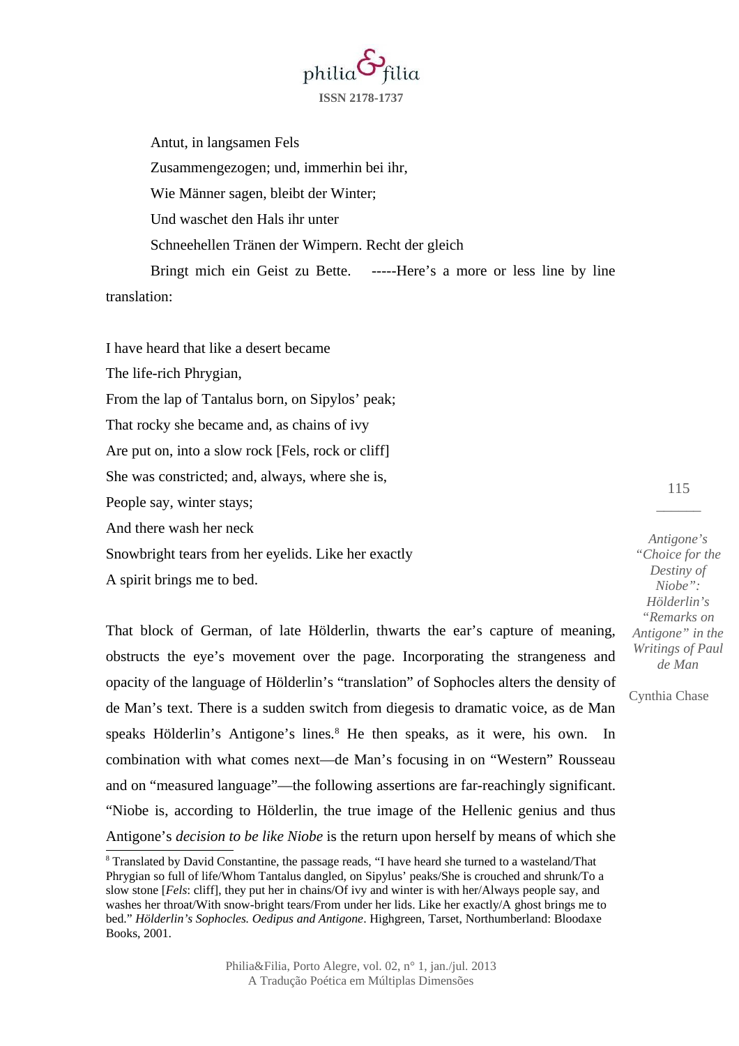Antut, in langsamen Fels

Zusammengezogen; und, immerhin bei ihr,

Wie Männer sagen, bleibt der Winter;

Und waschet den Hals ihr unter

Schneehellen Tränen der Wimpern. Recht der gleich

Bringt mich ein Geist zu Bette. -----Here's a more or less line by line translation:

I have heard that like a desert became

The life-rich Phrygian,

From the lap of Tantalus born, on Sipylos' peak;

That rocky she became and, as chains of ivy

Are put on, into a slow rock [Fels, rock or cliff]

She was constricted; and, always, where she is,

People say, winter stays;

And there wash her neck

Snowbright tears from her eyelids. Like her exactly

A spirit brings me to bed.

That block of German, of late Hölderlin, thwarts the ear's capture of meaning, obstructs the eye's movement over the page. Incorporating the strangeness and opacity of the language of Hölderlin's "translation" of Sophocles alters the density of de Man's text. There is a sudden switch from diegesis to dramatic voice, as de Man speaks Hölderlin's Antigone's lines.[8] He then speaks, as it were, his own. In combination with what comes next—de Man's focusing in on "Western" Rousseau and on "measured language"—the following assertions are far-reachingly significant. "Niobe is, according to Hölderlin, the true image of the Hellenic genius and thus Antigone's *decision to be like Niobe* is the return upon herself by means of which she

[8] Translated by David Constantine, the passage reads, "I have heard she turned to a wasteland/That Phrygian so full of life/Whom Tantalus dangled, on Sipylus' peaks/She is crouched and shrunk/To a slow stone [*Fels*: cliff], they put her in chains/Of ivy and winter is with her/Always people say, and washes her throat/With snow-bright tears/From under her lids. Like her exactly/A ghost brings me to bed." *Hölderlin's Sophocles. Oedipus and Antigone*. Highgreen, Tarset, Northumberland: Bloodaxe Books, 2001.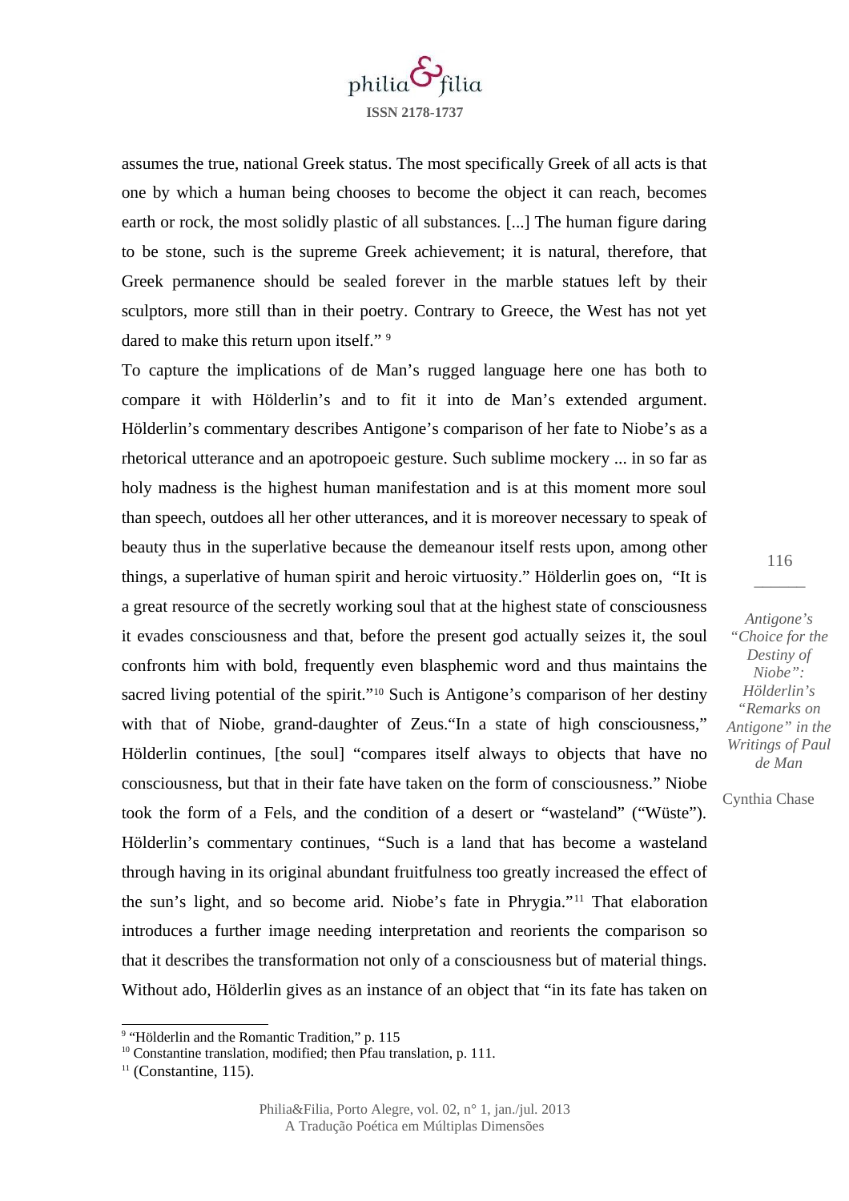assumes the true, national Greek status. The most specifically Greek of all acts is that one by which a human being chooses to become the object it can reach, becomes earth or rock, the most solidly plastic of all substances. [...] The human figure daring to be stone, such is the supreme Greek achievement; it is natural, therefore, that Greek permanence should be sealed forever in the marble statues left by their sculptors, more still than in their poetry. Contrary to Greece, the West has not yet dared to make this return upon itself." [9]

To capture the implications of de Man's rugged language here one has both to compare it with Hölderlin's and to fit it into de Man's extended argument. Hölderlin's commentary describes Antigone's comparison of her fate to Niobe's as a rhetorical utterance and an apotropoeic gesture. Such sublime mockery ... in so far as holy madness is the highest human manifestation and is at this moment more soul than speech, outdoes all her other utterances, and it is moreover necessary to speak of beauty thus in the superlative because the demeanour itself rests upon, among other things, a superlative of human spirit and heroic virtuosity." Hölderlin goes on, "It is a great resource of the secretly working soul that at the highest state of consciousness it evades consciousness and that, before the present god actually seizes it, the soul confronts him with bold, frequently even blasphemic word and thus maintains the sacred living potential of the spirit."[10] Such is Antigone's comparison of her destiny with that of Niobe, grand-daughter of Zeus."In a state of high consciousness," Hölderlin continues, [the soul] "compares itself always to objects that have no consciousness, but that in their fate have taken on the form of consciousness." Niobe took the form of a Fels, and the condition of a desert or "wasteland" ("Wüste"). Hölderlin's commentary continues, "Such is a land that has become a wasteland through having in its original abundant fruitfulness too greatly increased the effect of the sun's light, and so become arid. Niobe's fate in Phrygia."[11] That elaboration introduces a further image needing interpretation and reorients the comparison so that it describes the transformation not only of a consciousness but of material things. Without ado, Hölderlin gives as an instance of an object that "in its fate has taken on

---

[9] "Hölderlin and the Romantic Tradition," p. 115

[10] Constantine translation, modified; then Pfau translation, p. 111.

[11] (Constantine, 115).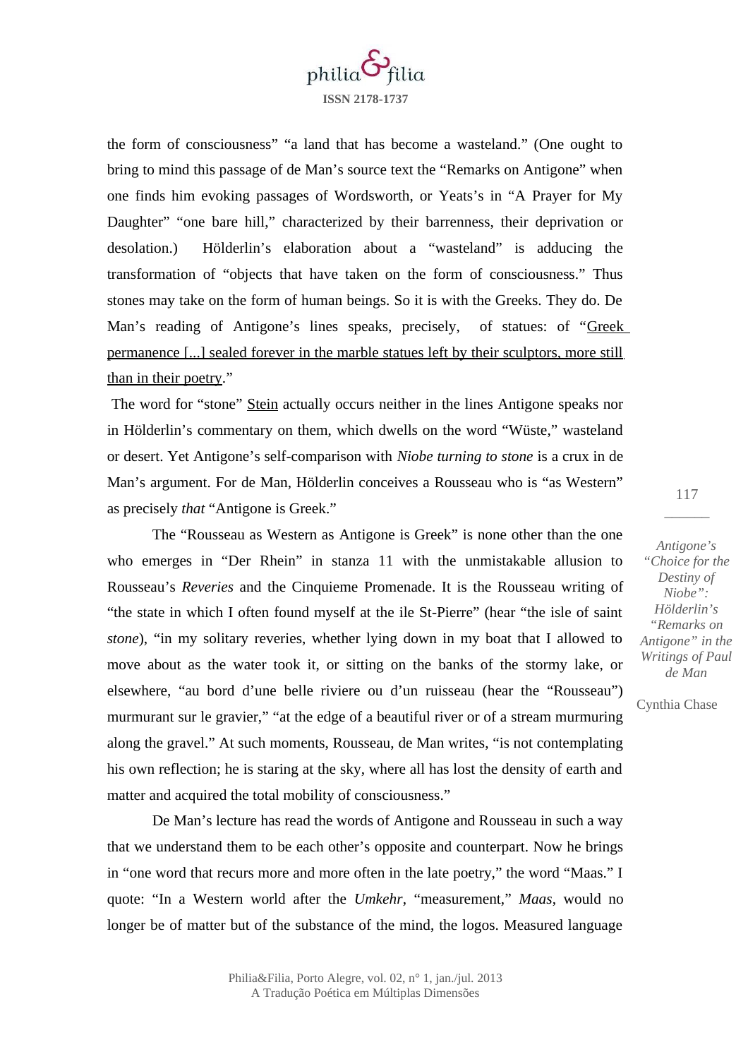the form of consciousness" "a land that has become a wasteland." (One ought to bring to mind this passage of de Man's source text the "Remarks on Antigone" when one finds him evoking passages of Wordsworth, or Yeats's in "A Prayer for My Daughter" "one bare hill," characterized by their barrenness, their deprivation or desolation.) Hölderlin's elaboration about a "wasteland" is adducing the transformation of "objects that have taken on the form of consciousness." Thus stones may take on the form of human beings. So it is with the Greeks. They do. De Man's reading of Antigone's lines speaks, precisely, of statues: of "<u>Greek permanence [...] sealed forever in the marble statues left by their sculptors, more still than in their poetry</u>."

The word for "stone" <u>Stein</u> actually occurs neither in the lines Antigone speaks nor in Hölderlin's commentary on them, which dwells on the word "Wüste," wasteland or desert. Yet Antigone's self-comparison with *Niobe turning to stone* is a crux in de Man's argument. For de Man, Hölderlin conceives a Rousseau who is "as Western" as precisely *that* "Antigone is Greek."

The "Rousseau as Western as Antigone is Greek" is none other than the one who emerges in "Der Rhein" in stanza 11 with the unmistakable allusion to Rousseau's *Reveries* and the Cinquieme Promenade. It is the Rousseau writing of "the state in which I often found myself at the ile St-Pierre" (hear "the isle of saint *stone*), "in my solitary reveries, whether lying down in my boat that I allowed to move about as the water took it, or sitting on the banks of the stormy lake, or elsewhere, "au bord d'une belle riviere ou d'un ruisseau (hear the "Rousseau") murmurant sur le gravier," "at the edge of a beautiful river or of a stream murmuring along the gravel." At such moments, Rousseau, de Man writes, "is not contemplating his own reflection; he is staring at the sky, where all has lost the density of earth and matter and acquired the total mobility of consciousness."

De Man's lecture has read the words of Antigone and Rousseau in such a way that we understand them to be each other's opposite and counterpart. Now he brings in "one word that recurs more and more often in the late poetry," the word "Maas." I quote: "In a Western world after the *Umkehr*, "measurement," *Maas*, would no longer be of matter but of the substance of the mind, the logos. Measured language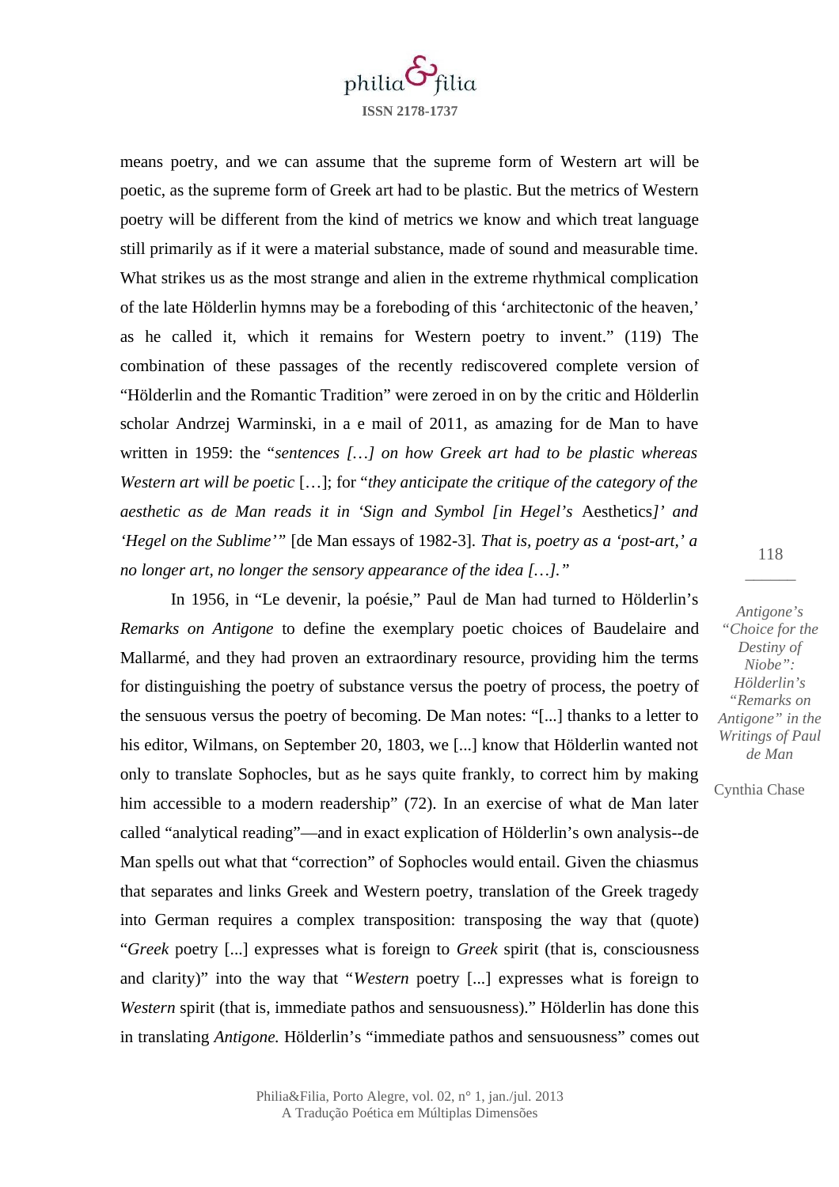means poetry, and we can assume that the supreme form of Western art will be poetic, as the supreme form of Greek art had to be plastic. But the metrics of Western poetry will be different from the kind of metrics we know and which treat language still primarily as if it were a material substance, made of sound and measurable time. What strikes us as the most strange and alien in the extreme rhythmical complication of the late Hölderlin hymns may be a foreboding of this 'architectonic of the heaven,' as he called it, which it remains for Western poetry to invent." (119) The combination of these passages of the recently rediscovered complete version of "Hölderlin and the Romantic Tradition" were zeroed in on by the critic and Hölderlin scholar Andrzej Warminski, in a e mail of 2011, as amazing for de Man to have written in 1959: the "*sentences […] on how Greek art had to be plastic whereas Western art will be poetic* […]; for "*they anticipate the critique of the category of the aesthetic as de Man reads it in 'Sign and Symbol [in Hegel's* Aesthetics*]' and 'Hegel on the Sublime'*" [de Man essays of 1982-3]. *That is, poetry as a 'post-art,' a no longer art, no longer the sensory appearance of the idea […].*"

In 1956, in "Le devenir, la poésie," Paul de Man had turned to Hölderlin's *Remarks on Antigone* to define the exemplary poetic choices of Baudelaire and Mallarmé, and they had proven an extraordinary resource, providing him the terms for distinguishing the poetry of substance versus the poetry of process, the poetry of the sensuous versus the poetry of becoming. De Man notes: "[...] thanks to a letter to his editor, Wilmans, on September 20, 1803, we [...] know that Hölderlin wanted not only to translate Sophocles, but as he says quite frankly, to correct him by making him accessible to a modern readership" (72). In an exercise of what de Man later called "analytical reading"—and in exact explication of Hölderlin's own analysis--de Man spells out what that "correction" of Sophocles would entail. Given the chiasmus that separates and links Greek and Western poetry, translation of the Greek tragedy into German requires a complex transposition: transposing the way that (quote) "*Greek* poetry [...] expresses what is foreign to *Greek* spirit (that is, consciousness and clarity)" into the way that "*Western* poetry [...] expresses what is foreign to *Western* spirit (that is, immediate pathos and sensuousness)." Hölderlin has done this in translating *Antigone.* Hölderlin's "immediate pathos and sensuousness" comes out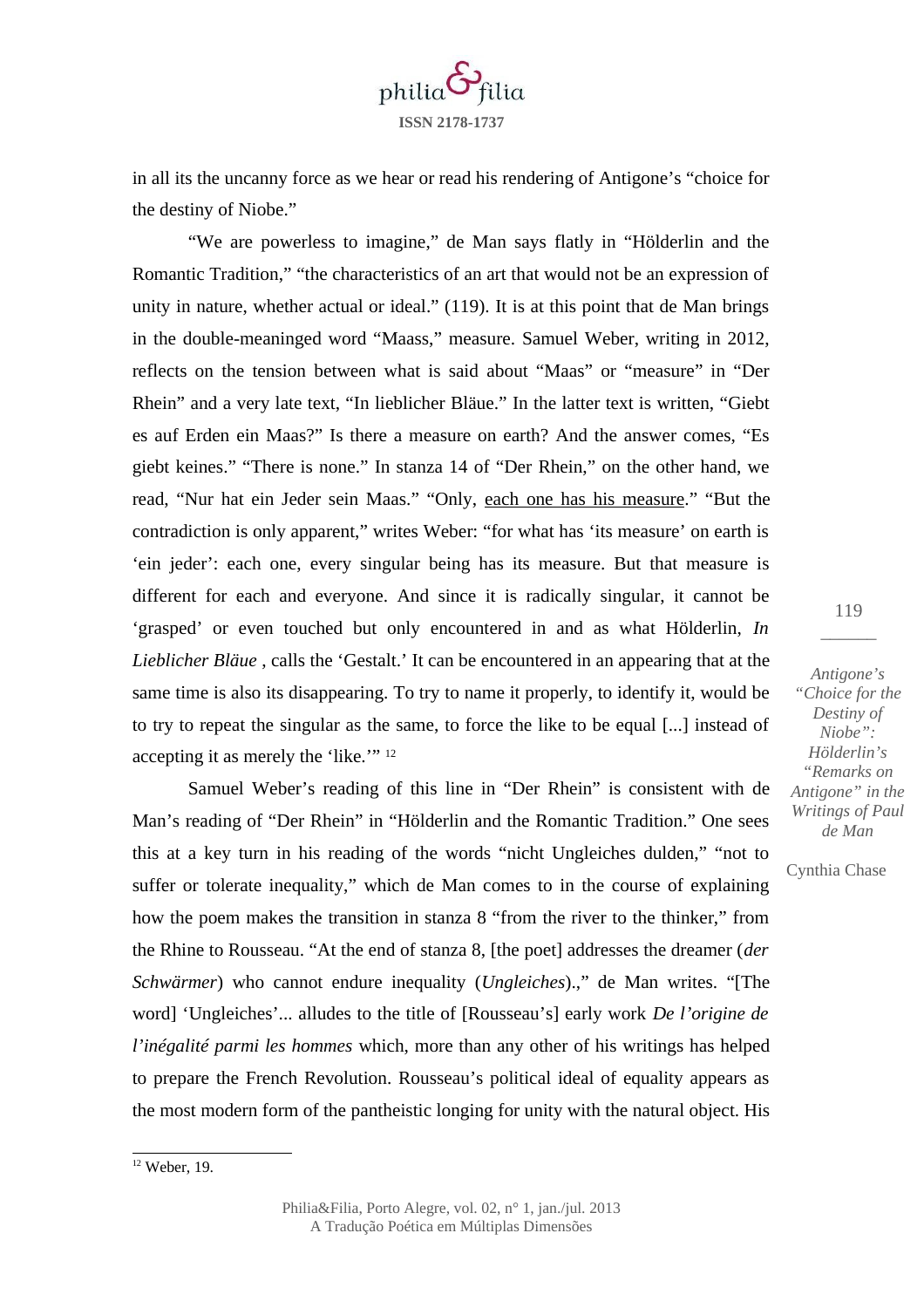in all its the uncanny force as we hear or read his rendering of Antigone's "choice for the destiny of Niobe."

"We are powerless to imagine," de Man says flatly in "Hölderlin and the Romantic Tradition," "the characteristics of an art that would not be an expression of unity in nature, whether actual or ideal." (119). It is at this point that de Man brings in the double-meaninged word "Maass," measure. Samuel Weber, writing in 2012, reflects on the tension between what is said about "Maas" or "measure" in "Der Rhein" and a very late text, "In lieblicher Bläue." In the latter text is written, "Giebt es auf Erden ein Maas?" Is there a measure on earth? And the answer comes, "Es giebt keines." "There is none." In stanza 14 of "Der Rhein," on the other hand, we read, "Nur hat ein Jeder sein Maas." "Only, <u>each one has his measure</u>." "But the contradiction is only apparent," writes Weber: "for what has 'its measure' on earth is 'ein jeder': each one, every singular being has its measure. But that measure is different for each and everyone. And since it is radically singular, it cannot be 'grasped' or even touched but only encountered in and as what Hölderlin, *In Lieblicher Bläue* , calls the 'Gestalt.' It can be encountered in an appearing that at the same time is also its disappearing. To try to name it properly, to identify it, would be to try to repeat the singular as the same, to force the like to be equal [...] instead of accepting it as merely the 'like.'" [12]

Samuel Weber's reading of this line in "Der Rhein" is consistent with de Man's reading of "Der Rhein" in "Hölderlin and the Romantic Tradition." One sees this at a key turn in his reading of the words "nicht Ungleiches dulden," "not to suffer or tolerate inequality," which de Man comes to in the course of explaining how the poem makes the transition in stanza 8 "from the river to the thinker," from the Rhine to Rousseau. "At the end of stanza 8, [the poet] addresses the dreamer (*der Schwärmer*) who cannot endure inequality (*Ungleiches*).," de Man writes. "[The word] 'Ungleiches'... alludes to the title of [Rousseau's] early work *De l'origine de l'inégalité parmi les hommes* which, more than any other of his writings has helped to prepare the French Revolution. Rousseau's political ideal of equality appears as the most modern form of the pantheistic longing for unity with the natural object. His

[12] Weber, 19.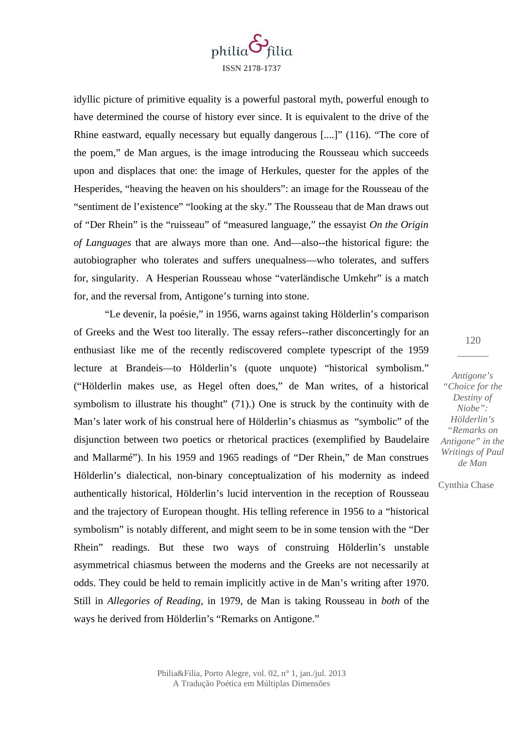idyllic picture of primitive equality is a powerful pastoral myth, powerful enough to have determined the course of history ever since. It is equivalent to the drive of the Rhine eastward, equally necessary but equally dangerous [....]" (116). "The core of the poem," de Man argues, is the image introducing the Rousseau which succeeds upon and displaces that one: the image of Herkules, quester for the apples of the Hesperides, "heaving the heaven on his shoulders": an image for the Rousseau of the "sentiment de l'existence" "looking at the sky." The Rousseau that de Man draws out of "Der Rhein" is the "ruisseau" of "measured language," the essayist *On the Origin of Languages* that are always more than one. And—also--the historical figure: the autobiographer who tolerates and suffers unequalness—who tolerates, and suffers for, singularity. A Hesperian Rousseau whose "vaterländische Umkehr" is a match for, and the reversal from, Antigone's turning into stone.

"Le devenir, la poésie," in 1956, warns against taking Hölderlin's comparison of Greeks and the West too literally. The essay refers--rather disconcertingly for an enthusiast like me of the recently rediscovered complete typescript of the 1959 lecture at Brandeis—to Hölderlin's (quote unquote) "historical symbolism." ("Hölderlin makes use, as Hegel often does," de Man writes, of a historical symbolism to illustrate his thought" (71).) One is struck by the continuity with de Man's later work of his construal here of Hölderlin's chiasmus as "symbolic" of the disjunction between two poetics or rhetorical practices (exemplified by Baudelaire and Mallarmé"). In his 1959 and 1965 readings of "Der Rhein," de Man construes Hölderlin's dialectical, non-binary conceptualization of his modernity as indeed authentically historical, Hölderlin's lucid intervention in the reception of Rousseau and the trajectory of European thought. His telling reference in 1956 to a "historical symbolism" is notably different, and might seem to be in some tension with the "Der Rhein" readings. But these two ways of construing Hölderlin's unstable asymmetrical chiasmus between the moderns and the Greeks are not necessarily at odds. They could be held to remain implicitly active in de Man's writing after 1970. Still in *Allegories of Reading*, in 1979, de Man is taking Rousseau in *both* of the ways he derived from Hölderlin's "Remarks on Antigone."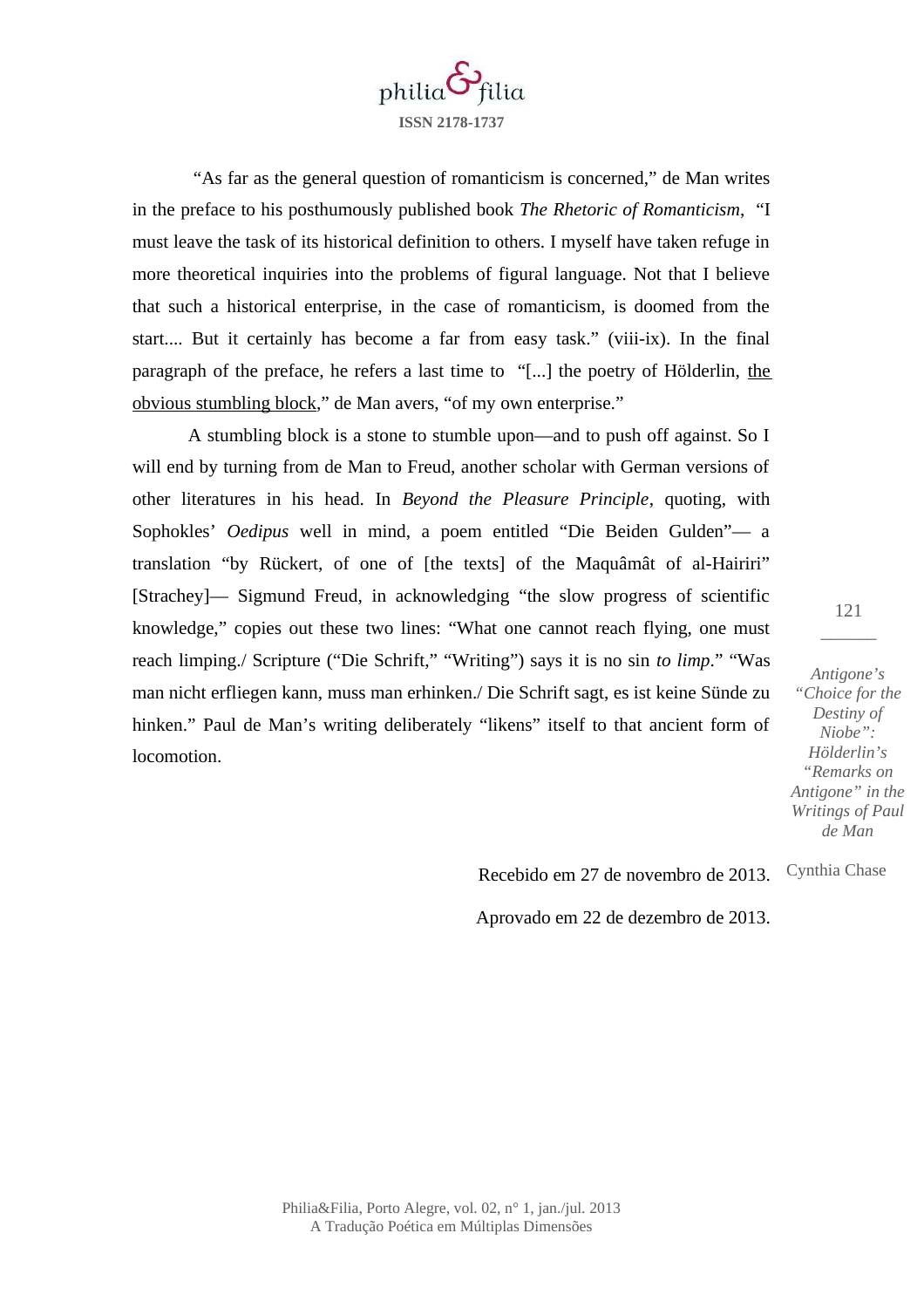"As far as the general question of romanticism is concerned," de Man writes in the preface to his posthumously published book *The Rhetoric of Romanticism*, "I must leave the task of its historical definition to others. I myself have taken refuge in more theoretical inquiries into the problems of figural language. Not that I believe that such a historical enterprise, in the case of romanticism, is doomed from the start.... But it certainly has become a far from easy task." (viii-ix). In the final paragraph of the preface, he refers a last time to "[...] the poetry of Hölderlin, <u>the obvious stumbling block</u>," de Man avers, "of my own enterprise."

A stumbling block is a stone to stumble upon—and to push off against. So I will end by turning from de Man to Freud, another scholar with German versions of other literatures in his head. In *Beyond the Pleasure Principle*, quoting, with Sophokles' *Oedipus* well in mind, a poem entitled "Die Beiden Gulden"— a translation "by Rückert, of one of [the texts] of the Maquâmât of al-Hairiri" [Strachey]— Sigmund Freud, in acknowledging "the slow progress of scientific knowledge," copies out these two lines: "What one cannot reach flying, one must reach limping./ Scripture ("Die Schrift," "Writing") says it is no sin *to limp*." "Was man nicht erfliegen kann, muss man erhinken./ Die Schrift sagt, es ist keine Sünde zu hinken." Paul de Man's writing deliberately "likens" itself to that ancient form of locomotion.

Recebido em 27 de novembro de 2013.

Aprovado em 22 de dezembro de 2013.